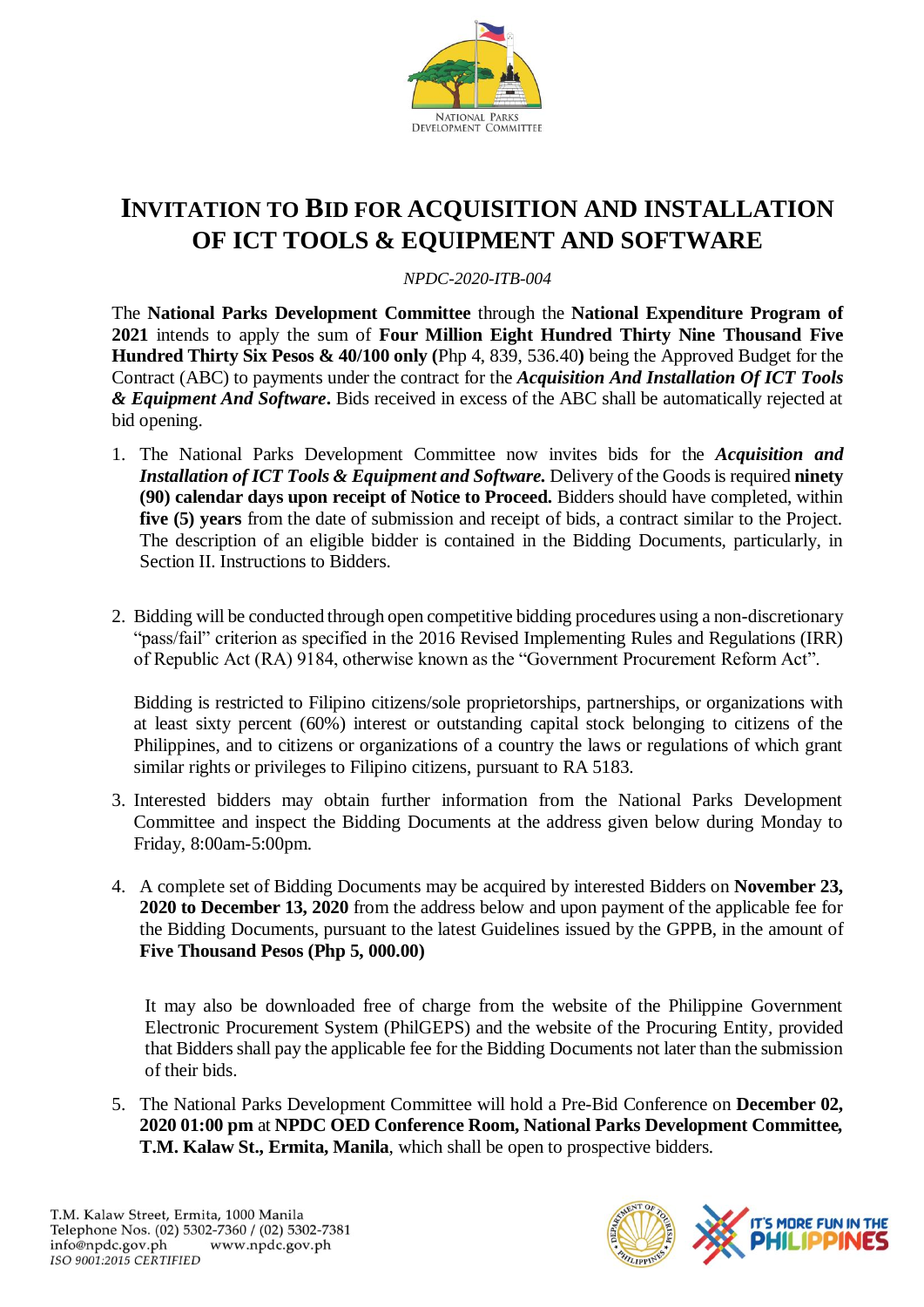# INVITATION TO BID FOR ACQUISITION AND INSTALLATION OF ICT TOOLS & EQUIPMENT AND SOFTWARE

*NPDC-2020-ITB-004*

The **National Parks Development Committee** through the **National Expenditure Program of 2021** intends to apply the sum of **Four Million Eight Hundred Thirty Nine Thousand Five Hundred Thirty Six Pesos & 40/100 only (**Php 4, 839, 536.40**)** being the Approved Budget for the Contract (ABC) to payments under the contract for the ***Acquisition And Installation Of ICT Tools & Equipment And Software*****.** Bids received in excess of the ABC shall be automatically rejected at bid opening.

1. The National Parks Development Committee now invites bids for the ***Acquisition and Installation of ICT Tools & Equipment and Software.*** Delivery of the Goods is required **ninety (90) calendar days upon receipt of Notice to Proceed.** Bidders should have completed, within **five (5) years** from the date of submission and receipt of bids, a contract similar to the Project. The description of an eligible bidder is contained in the Bidding Documents, particularly, in Section II. Instructions to Bidders.

2. Bidding will be conducted through open competitive bidding procedures using a non-discretionary "pass/fail" criterion as specified in the 2016 Revised Implementing Rules and Regulations (IRR) of Republic Act (RA) 9184, otherwise known as the "Government Procurement Reform Act".

   Bidding is restricted to Filipino citizens/sole proprietorships, partnerships, or organizations with at least sixty percent (60%) interest or outstanding capital stock belonging to citizens of the Philippines, and to citizens or organizations of a country the laws or regulations of which grant similar rights or privileges to Filipino citizens, pursuant to RA 5183.

3. Interested bidders may obtain further information from the National Parks Development Committee and inspect the Bidding Documents at the address given below during Monday to Friday, 8:00am-5:00pm.

4. A complete set of Bidding Documents may be acquired by interested Bidders on **November 23, 2020 to December 13, 2020** from the address below and upon payment of the applicable fee for the Bidding Documents, pursuant to the latest Guidelines issued by the GPPB, in the amount of **Five Thousand Pesos (Php 5, 000.00)**

   It may also be downloaded free of charge from the website of the Philippine Government Electronic Procurement System (PhilGEPS) and the website of the Procuring Entity, provided that Bidders shall pay the applicable fee for the Bidding Documents not later than the submission of their bids.

5. The National Parks Development Committee will hold a Pre-Bid Conference on **December 02, 2020 01:00 pm** at **NPDC OED Conference Room, National Parks Development Committee, T.M. Kalaw St., Ermita, Manila**, which shall be open to prospective bidders.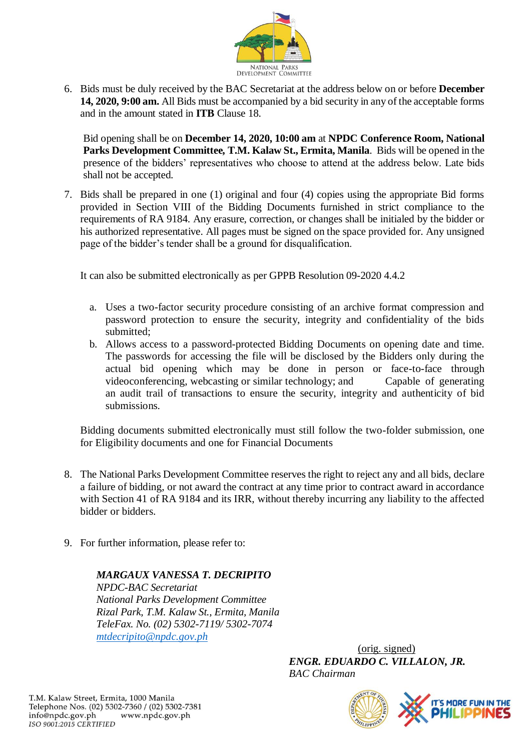6. Bids must be duly received by the BAC Secretariat at the address below on or before **December 14, 2020, 9:00 am.** All Bids must be accompanied by a bid security in any of the acceptable forms and in the amount stated in **ITB** Clause 18.

   Bid opening shall be on **December 14, 2020, 10:00 am** at **NPDC Conference Room, National Parks Development Committee, T.M. Kalaw St., Ermita, Manila**. Bids will be opened in the presence of the bidders' representatives who choose to attend at the address below. Late bids shall not be accepted.

7. Bids shall be prepared in one (1) original and four (4) copies using the appropriate Bid forms provided in Section VIII of the Bidding Documents furnished in strict compliance to the requirements of RA 9184. Any erasure, correction, or changes shall be initialed by the bidder or his authorized representative. All pages must be signed on the space provided for. Any unsigned page of the bidder's tender shall be a ground for disqualification.

   It can also be submitted electronically as per GPPB Resolution 09-2020 4.4.2

   a. Uses a two-factor security procedure consisting of an archive format compression and password protection to ensure the security, integrity and confidentiality of the bids submitted;
   b. Allows access to a password-protected Bidding Documents on opening date and time. The passwords for accessing the file will be disclosed by the Bidders only during the actual bid opening which may be done in person or face-to-face through videoconferencing, webcasting or similar technology; and Capable of generating an audit trail of transactions to ensure the security, integrity and authenticity of bid submissions.

   Bidding documents submitted electronically must still follow the two-folder submission, one for Eligibility documents and one for Financial Documents

8. The National Parks Development Committee reserves the right to reject any and all bids, declare a failure of bidding, or not award the contract at any time prior to contract award in accordance with Section 41 of RA 9184 and its IRR, without thereby incurring any liability to the affected bidder or bidders.

9. For further information, please refer to:

   ***MARGAUX VANESSA T. DECRIPITO***
   *NPDC-BAC Secretariat*
   *National Parks Development Committee*
   *Rizal Park, T.M. Kalaw St., Ermita, Manila*
   *TeleFax. No. (02) 5302-7119/ 5302-7074*
   *mtdecripito@npdc.gov.ph*

(orig. signed)
***ENGR. EDUARDO C. VILLALON, JR.***
*BAC Chairman*